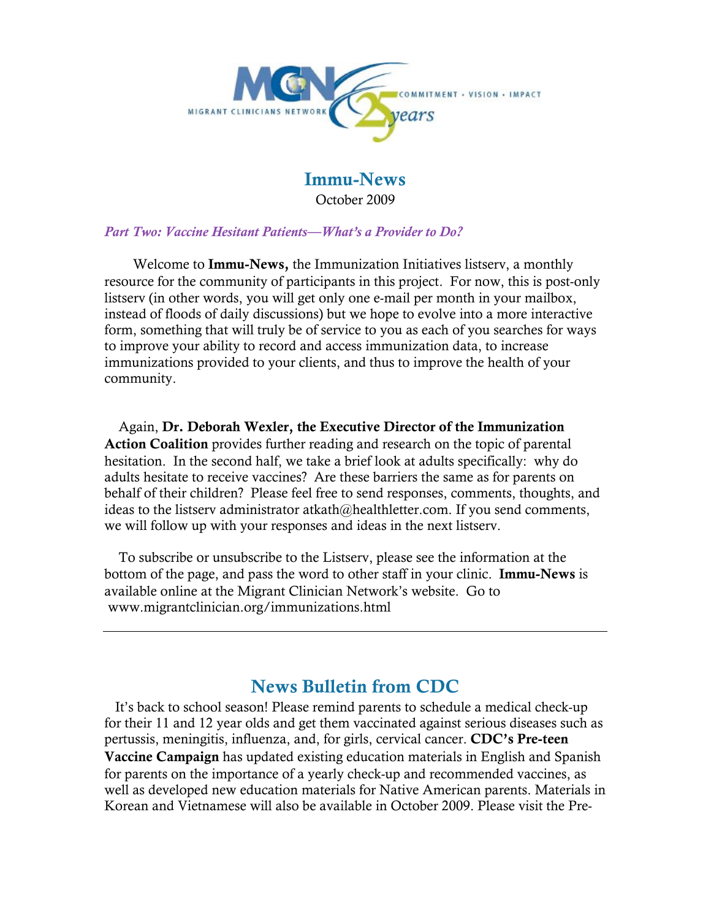MIGRANT CLINICIANS NETWORK · COMMITMENT • VISION • IMPACT · 25 years

# Immu-News

October 2009

*Part Two: Vaccine Hesitant Patients—What's a Provider to Do?*

Welcome to **Immu-News,** the Immunization Initiatives listserv, a monthly resource for the community of participants in this project. For now, this is post-only listserv (in other words, you will get only one e-mail per month in your mailbox, instead of floods of daily discussions) but we hope to evolve into a more interactive form, something that will truly be of service to you as each of you searches for ways to improve your ability to record and access immunization data, to increase immunizations provided to your clients, and thus to improve the health of your community.

Again, **Dr. Deborah Wexler, the Executive Director of the Immunization Action Coalition** provides further reading and research on the topic of parental hesitation. In the second half, we take a brief look at adults specifically: why do adults hesitate to receive vaccines? Are these barriers the same as for parents on behalf of their children? Please feel free to send responses, comments, thoughts, and ideas to the listserv administrator atkath@healthletter.com. If you send comments, we will follow up with your responses and ideas in the next listserv.

To subscribe or unsubscribe to the Listserv, please see the information at the bottom of the page, and pass the word to other staff in your clinic. **Immu-News** is available online at the Migrant Clinician Network's website. Go to www.migrantclinician.org/immunizations.html

---

## News Bulletin from CDC

It's back to school season! Please remind parents to schedule a medical check-up for their 11 and 12 year olds and get them vaccinated against serious diseases such as pertussis, meningitis, influenza, and, for girls, cervical cancer. **CDC's Pre-teen Vaccine Campaign** has updated existing education materials in English and Spanish for parents on the importance of a yearly check-up and recommended vaccines, as well as developed new education materials for Native American parents. Materials in Korean and Vietnamese will also be available in October 2009. Please visit the Pre-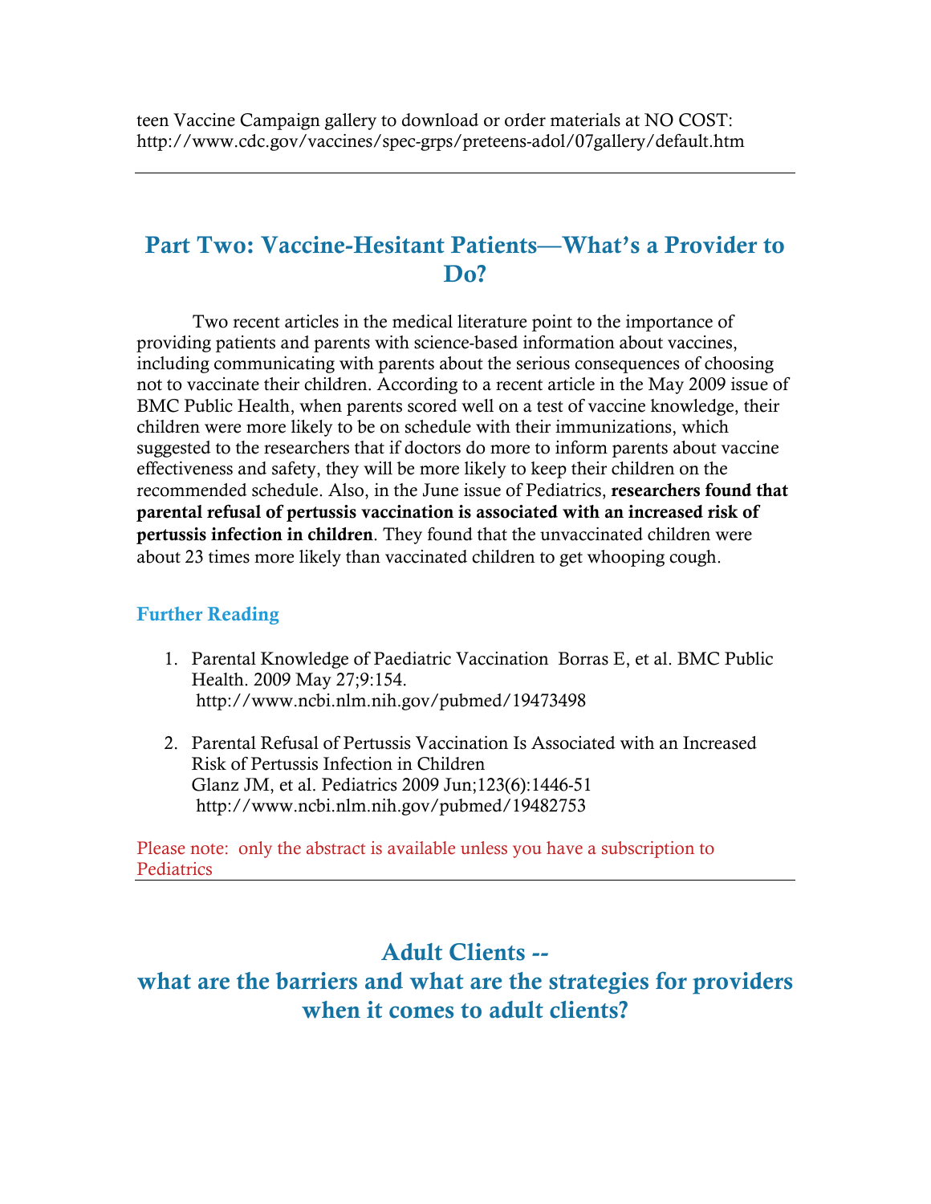teen Vaccine Campaign gallery to download or order materials at NO COST: http://www.cdc.gov/vaccines/spec-grps/preteens-adol/07gallery/default.htm

---

## Part Two: Vaccine-Hesitant Patients—What's a Provider to Do?

Two recent articles in the medical literature point to the importance of providing patients and parents with science-based information about vaccines, including communicating with parents about the serious consequences of choosing not to vaccinate their children. According to a recent article in the May 2009 issue of BMC Public Health, when parents scored well on a test of vaccine knowledge, their children were more likely to be on schedule with their immunizations, which suggested to the researchers that if doctors do more to inform parents about vaccine effectiveness and safety, they will be more likely to keep their children on the recommended schedule. Also, in the June issue of Pediatrics, **researchers found that parental refusal of pertussis vaccination is associated with an increased risk of pertussis infection in children**. They found that the unvaccinated children were about 23 times more likely than vaccinated children to get whooping cough.

### Further Reading

1. Parental Knowledge of Paediatric Vaccination  Borras E, et al. BMC Public Health. 2009 May 27;9:154.
   http://www.ncbi.nlm.nih.gov/pubmed/19473498

2. Parental Refusal of Pertussis Vaccination Is Associated with an Increased Risk of Pertussis Infection in Children
   Glanz JM, et al. Pediatrics 2009 Jun;123(6):1446-51
   http://www.ncbi.nlm.nih.gov/pubmed/19482753

Please note: only the abstract is available unless you have a subscription to Pediatrics

---

## Adult Clients -- what are the barriers and what are the strategies for providers when it comes to adult clients?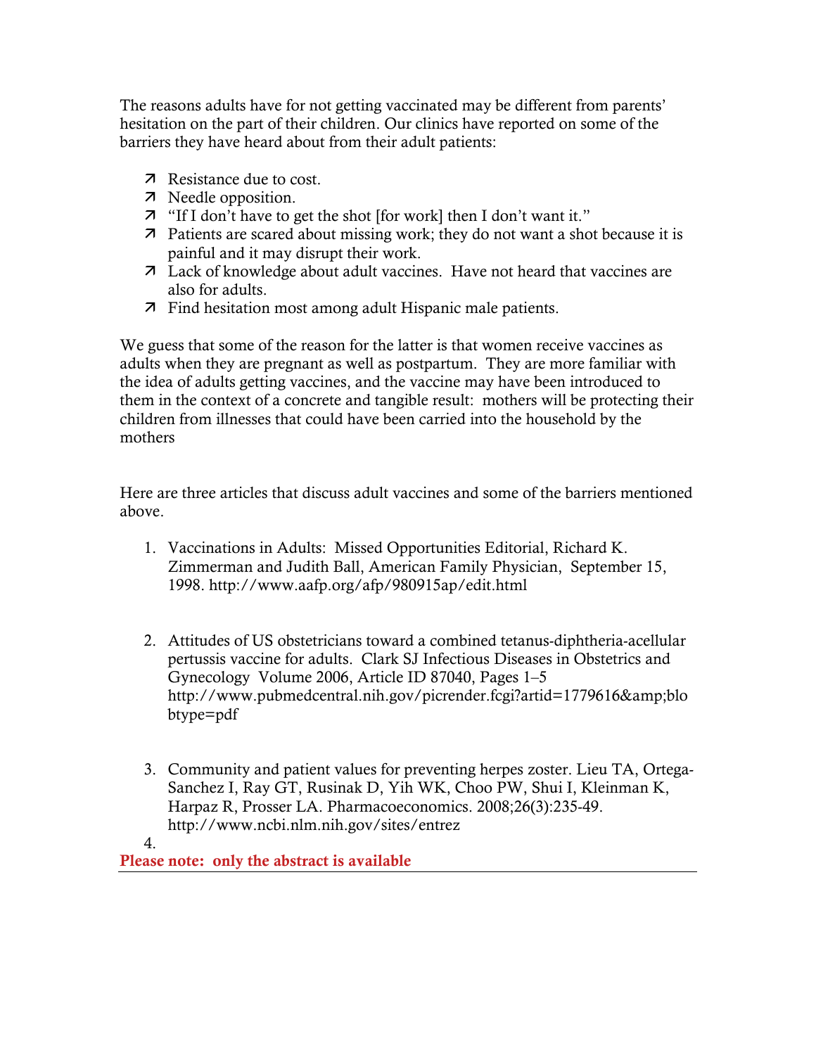The reasons adults have for not getting vaccinated may be different from parents' hesitation on the part of their children. Our clinics have reported on some of the barriers they have heard about from their adult patients:

- Resistance due to cost.
- Needle opposition.
- "If I don't have to get the shot [for work] then I don't want it."
- Patients are scared about missing work; they do not want a shot because it is painful and it may disrupt their work.
- Lack of knowledge about adult vaccines. Have not heard that vaccines are also for adults.
- Find hesitation most among adult Hispanic male patients.

We guess that some of the reason for the latter is that women receive vaccines as adults when they are pregnant as well as postpartum. They are more familiar with the idea of adults getting vaccines, and the vaccine may have been introduced to them in the context of a concrete and tangible result: mothers will be protecting their children from illnesses that could have been carried into the household by the mothers

Here are three articles that discuss adult vaccines and some of the barriers mentioned above.

1. Vaccinations in Adults: Missed Opportunities Editorial, Richard K. Zimmerman and Judith Ball, American Family Physician, September 15, 1998. http://www.aafp.org/afp/980915ap/edit.html

2. Attitudes of US obstetricians toward a combined tetanus-diphtheria-acellular pertussis vaccine for adults. Clark SJ Infectious Diseases in Obstetrics and Gynecology Volume 2006, Article ID 87040, Pages 1–5 http://www.pubmedcentral.nih.gov/picrender.fcgi?artid=1779616&amp;blobtype=pdf

3. Community and patient values for preventing herpes zoster. Lieu TA, Ortega-Sanchez I, Ray GT, Rusinak D, Yih WK, Choo PW, Shui I, Kleinman K, Harpaz R, Prosser LA. Pharmacoeconomics. 2008;26(3):235-49. http://www.ncbi.nlm.nih.gov/sites/entrez

4.

**Please note: only the abstract is available**

---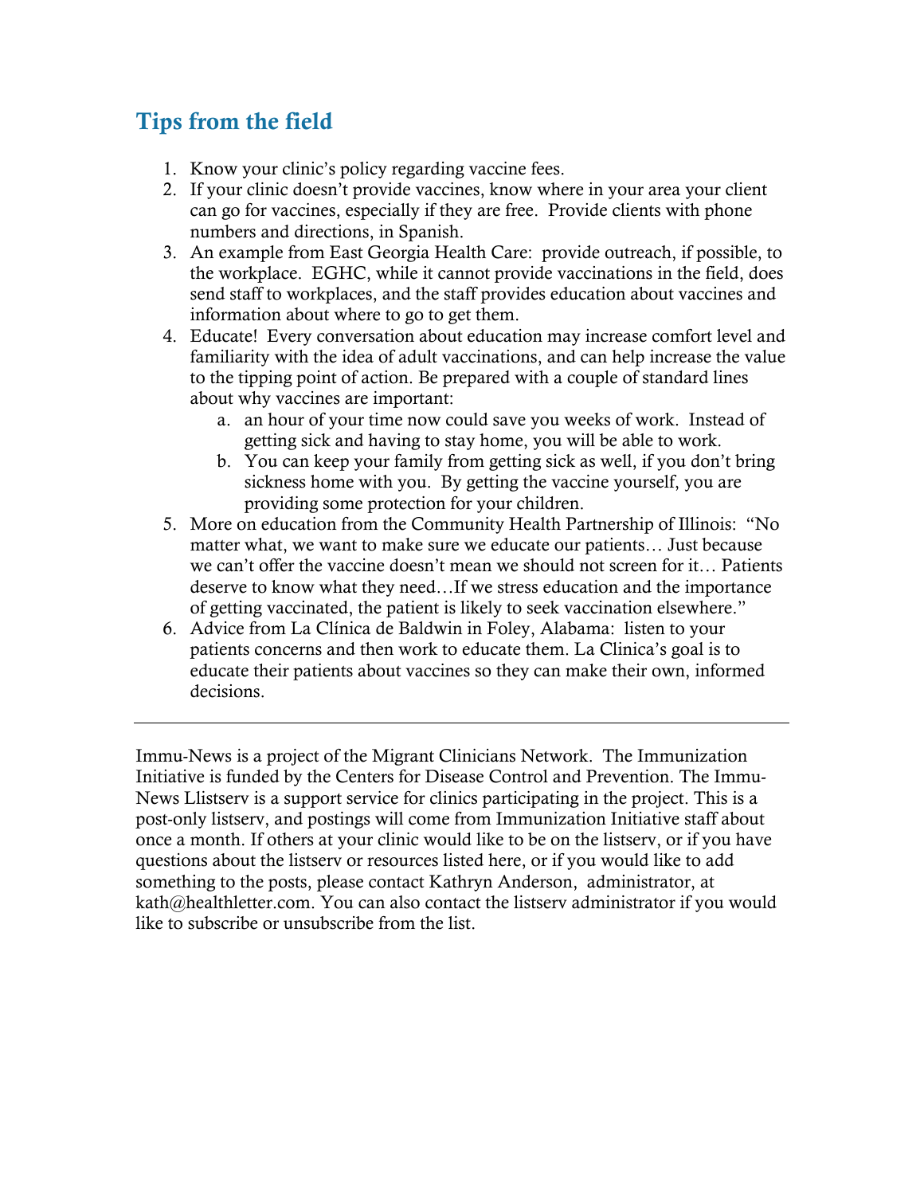## Tips from the field

1. Know your clinic's policy regarding vaccine fees.
2. If your clinic doesn't provide vaccines, know where in your area your client can go for vaccines, especially if they are free. Provide clients with phone numbers and directions, in Spanish.
3. An example from East Georgia Health Care: provide outreach, if possible, to the workplace. EGHC, while it cannot provide vaccinations in the field, does send staff to workplaces, and the staff provides education about vaccines and information about where to go to get them.
4. Educate! Every conversation about education may increase comfort level and familiarity with the idea of adult vaccinations, and can help increase the value to the tipping point of action. Be prepared with a couple of standard lines about why vaccines are important:
   a. an hour of your time now could save you weeks of work. Instead of getting sick and having to stay home, you will be able to work.
   b. You can keep your family from getting sick as well, if you don't bring sickness home with you. By getting the vaccine yourself, you are providing some protection for your children.
5. More on education from the Community Health Partnership of Illinois: "No matter what, we want to make sure we educate our patients… Just because we can't offer the vaccine doesn't mean we should not screen for it… Patients deserve to know what they need…If we stress education and the importance of getting vaccinated, the patient is likely to seek vaccination elsewhere."
6. Advice from La Clínica de Baldwin in Foley, Alabama: listen to your patients concerns and then work to educate them. La Clinica's goal is to educate their patients about vaccines so they can make their own, informed decisions.

---

Immu-News is a project of the Migrant Clinicians Network. The Immunization Initiative is funded by the Centers for Disease Control and Prevention. The Immu-News Llistserv is a support service for clinics participating in the project. This is a post-only listserv, and postings will come from Immunization Initiative staff about once a month. If others at your clinic would like to be on the listserv, or if you have questions about the listserv or resources listed here, or if you would like to add something to the posts, please contact Kathryn Anderson, administrator, at kath@healthletter.com. You can also contact the listserv administrator if you would like to subscribe or unsubscribe from the list.